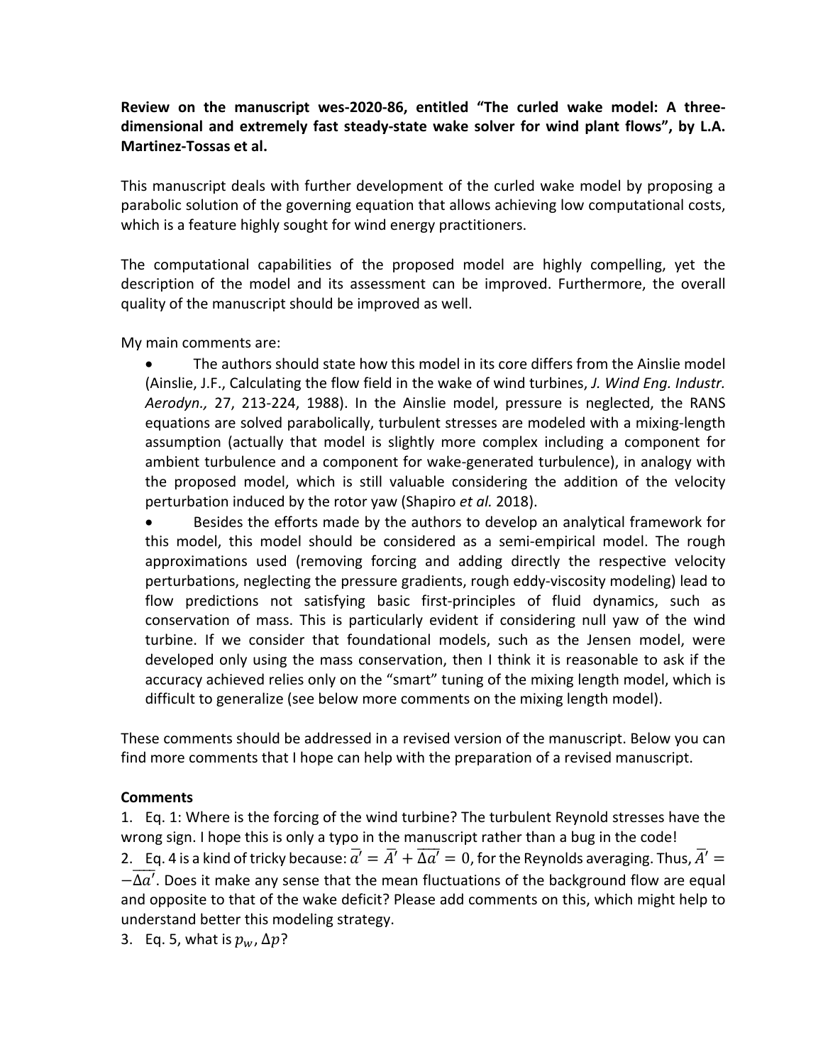**Review on the manuscript wes-2020-86, entitled "The curled wake model: A three-dimensional and extremely fast steady-state wake solver for wind plant flows", by L.A. Martinez-Tossas et al.**

This manuscript deals with further development of the curled wake model by proposing a parabolic solution of the governing equation that allows achieving low computational costs, which is a feature highly sought for wind energy practitioners.

The computational capabilities of the proposed model are highly compelling, yet the description of the model and its assessment can be improved. Furthermore, the overall quality of the manuscript should be improved as well.

My main comments are:

- The authors should state how this model in its core differs from the Ainslie model (Ainslie, J.F., Calculating the flow field in the wake of wind turbines, *J. Wind Eng. Industr. Aerodyn.,* 27, 213-224, 1988). In the Ainslie model, pressure is neglected, the RANS equations are solved parabolically, turbulent stresses are modeled with a mixing-length assumption (actually that model is slightly more complex including a component for ambient turbulence and a component for wake-generated turbulence), in analogy with the proposed model, which is still valuable considering the addition of the velocity perturbation induced by the rotor yaw (Shapiro *et al.* 2018).
- Besides the efforts made by the authors to develop an analytical framework for this model, this model should be considered as a semi-empirical model. The rough approximations used (removing forcing and adding directly the respective velocity perturbations, neglecting the pressure gradients, rough eddy-viscosity modeling) lead to flow predictions not satisfying basic first-principles of fluid dynamics, such as conservation of mass. This is particularly evident if considering null yaw of the wind turbine. If we consider that foundational models, such as the Jensen model, were developed only using the mass conservation, then I think it is reasonable to ask if the accuracy achieved relies only on the "smart" tuning of the mixing length model, which is difficult to generalize (see below more comments on the mixing length model).

These comments should be addressed in a revised version of the manuscript. Below you can find more comments that I hope can help with the preparation of a revised manuscript.

**Comments**

1. Eq. 1: Where is the forcing of the wind turbine? The turbulent Reynold stresses have the wrong sign. I hope this is only a typo in the manuscript rather than a bug in the code!
2. Eq. 4 is a kind of tricky because: $\overline{a'} = \overline{A'} + \overline{\Delta a'} = 0$, for the Reynolds averaging. Thus, $\overline{A'} = -\overline{\Delta a'}$. Does it make any sense that the mean fluctuations of the background flow are equal and opposite to that of the wake deficit? Please add comments on this, which might help to understand better this modeling strategy.
3. Eq. 5, what is $p_w$, $\Delta p$?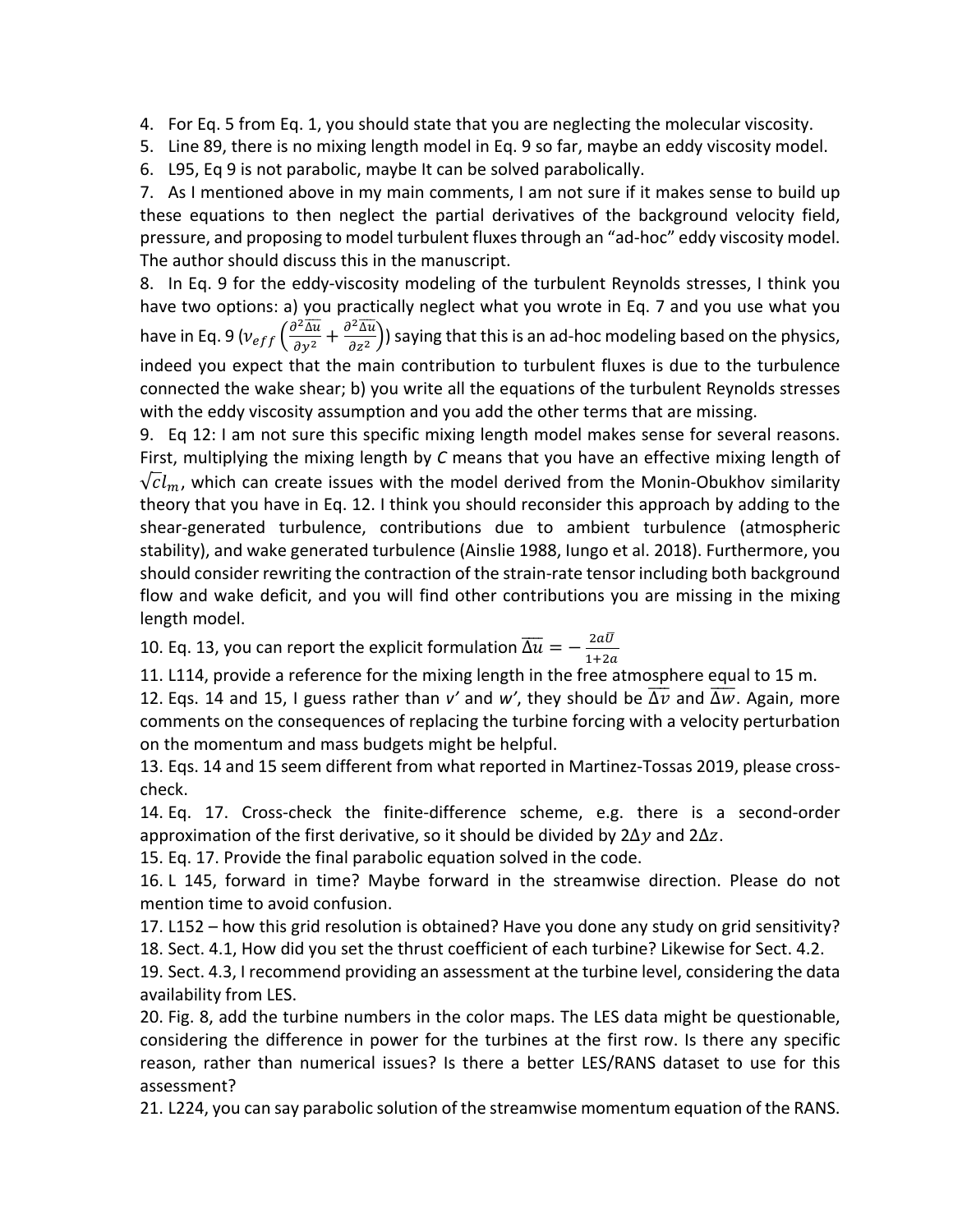4. For Eq. 5 from Eq. 1, you should state that you are neglecting the molecular viscosity.
5. Line 89, there is no mixing length model in Eq. 9 so far, maybe an eddy viscosity model.
6. L95, Eq 9 is not parabolic, maybe It can be solved parabolically.
7. As I mentioned above in my main comments, I am not sure if it makes sense to build up these equations to then neglect the partial derivatives of the background velocity field, pressure, and proposing to model turbulent fluxes through an "ad-hoc" eddy viscosity model. The author should discuss this in the manuscript.
8. In Eq. 9 for the eddy-viscosity modeling of the turbulent Reynolds stresses, I think you have two options: a) you practically neglect what you wrote in Eq. 7 and you use what you have in Eq. 9 ($\nu_{eff}\left(\frac{\partial^2 \overline{\Delta u}}{\partial y^2} + \frac{\partial^2 \overline{\Delta u}}{\partial z^2}\right)$) saying that this is an ad-hoc modeling based on the physics, indeed you expect that the main contribution to turbulent fluxes is due to the turbulence connected the wake shear; b) you write all the equations of the turbulent Reynolds stresses with the eddy viscosity assumption and you add the other terms that are missing.
9. Eq 12: I am not sure this specific mixing length model makes sense for several reasons. First, multiplying the mixing length by *C* means that you have an effective mixing length of $\sqrt{c}l_m$, which can create issues with the model derived from the Monin-Obukhov similarity theory that you have in Eq. 12. I think you should reconsider this approach by adding to the shear-generated turbulence, contributions due to ambient turbulence (atmospheric stability), and wake generated turbulence (Ainslie 1988, Iungo et al. 2018). Furthermore, you should consider rewriting the contraction of the strain-rate tensor including both background flow and wake deficit, and you will find other contributions you are missing in the mixing length model.
10. Eq. 13, you can report the explicit formulation $\overline{\Delta u} = -\frac{2a\overline{U}}{1+2a}$
11. L114, provide a reference for the mixing length in the free atmosphere equal to 15 m.
12. Eqs. 14 and 15, I guess rather than $v'$ and $w'$, they should be $\overline{\Delta v}$ and $\overline{\Delta w}$. Again, more comments on the consequences of replacing the turbine forcing with a velocity perturbation on the momentum and mass budgets might be helpful.
13. Eqs. 14 and 15 seem different from what reported in Martinez-Tossas 2019, please cross-check.
14. Eq. 17. Cross-check the finite-difference scheme, e.g. there is a second-order approximation of the first derivative, so it should be divided by $2\Delta y$ and $2\Delta z$.
15. Eq. 17. Provide the final parabolic equation solved in the code.
16. L 145, forward in time? Maybe forward in the streamwise direction. Please do not mention time to avoid confusion.
17. L152 – how this grid resolution is obtained? Have you done any study on grid sensitivity?
18. Sect. 4.1, How did you set the thrust coefficient of each turbine? Likewise for Sect. 4.2.
19. Sect. 4.3, I recommend providing an assessment at the turbine level, considering the data availability from LES.
20. Fig. 8, add the turbine numbers in the color maps. The LES data might be questionable, considering the difference in power for the turbines at the first row. Is there any specific reason, rather than numerical issues? Is there a better LES/RANS dataset to use for this assessment?
21. L224, you can say parabolic solution of the streamwise momentum equation of the RANS.